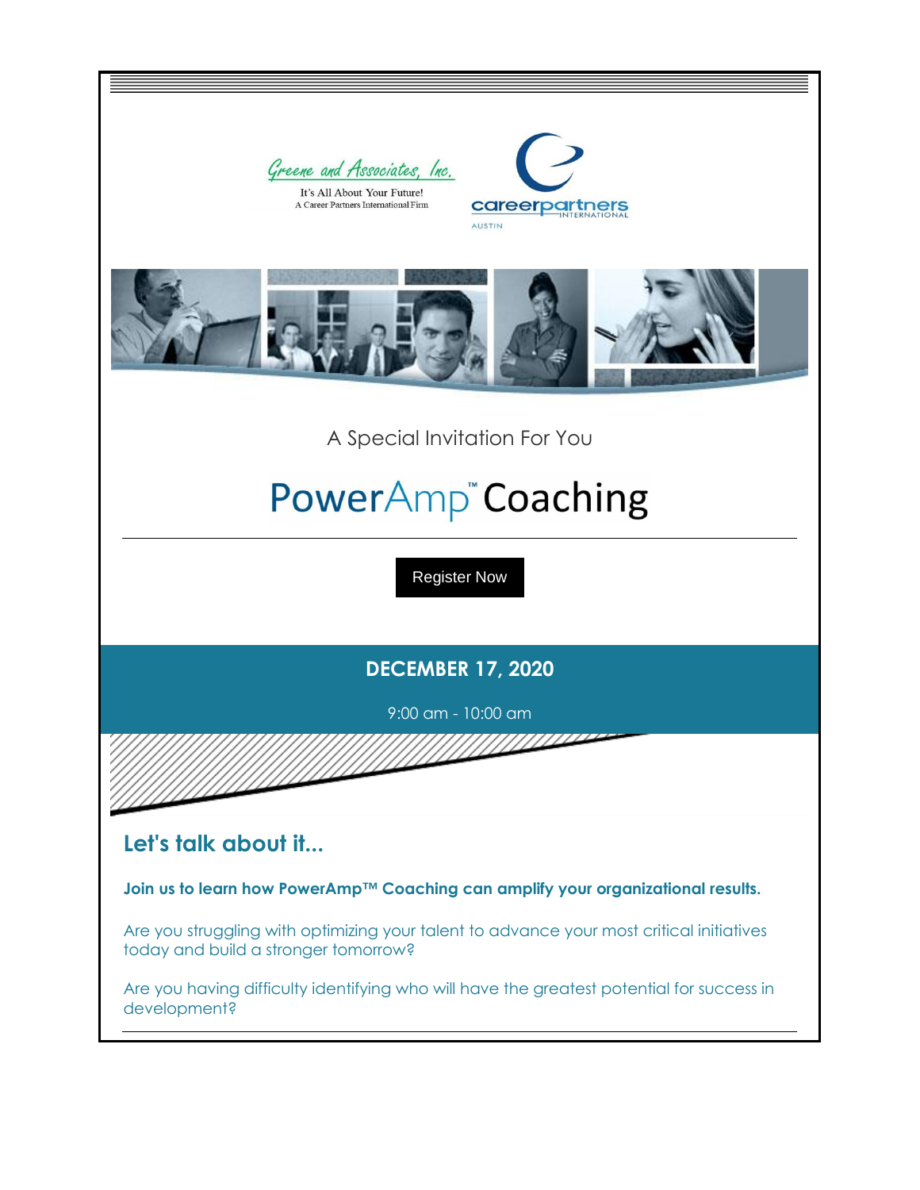Greene and Associates, Inc.

It's All About Your Future!

A Career Partners International Firm

careerpartners INTERNATIONAL

AUSTIN

A Special Invitation For You

# PowerAmp™ Coaching

Register Now

**DECEMBER 17, 2020**

9:00 am - 10:00 am

## Let's talk about it...

**Join us to learn how PowerAmp™ Coaching can amplify your organizational results.**

Are you struggling with optimizing your talent to advance your most critical initiatives today and build a stronger tomorrow?

Are you having difficulty identifying who will have the greatest potential for success in development?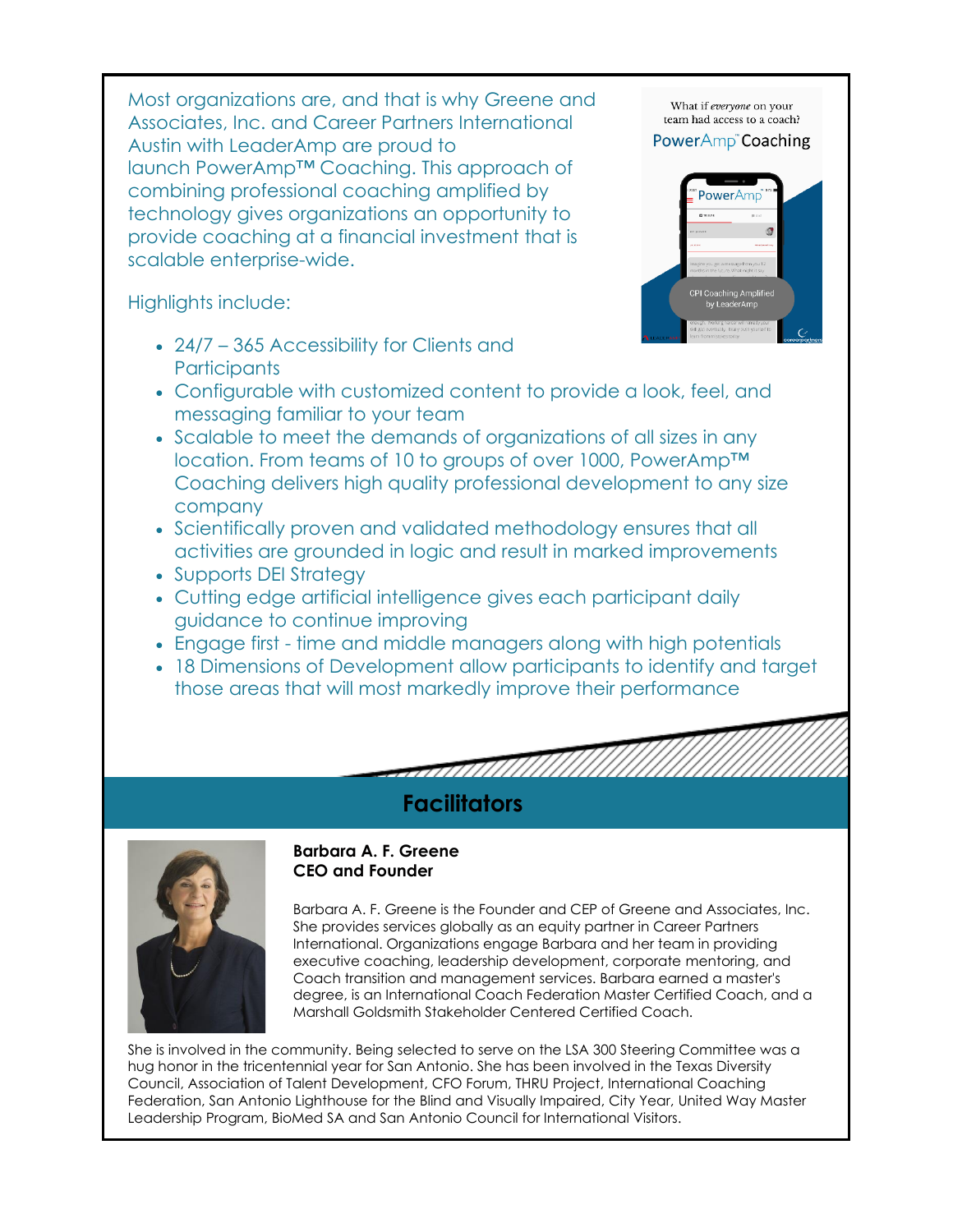Most organizations are, and that is why Greene and Associates, Inc. and Career Partners International Austin with LeaderAmp are proud to launch PowerAmp™ Coaching. This approach of combining professional coaching amplified by technology gives organizations an opportunity to provide coaching at a financial investment that is scalable enterprise-wide.

What if *everyone* on your team had access to a coach?

PowerAmp™ Coaching

CPI Coaching Amplified by LeaderAmp

Highlights include:

- 24/7 – 365 Accessibility for Clients and Participants
- Configurable with customized content to provide a look, feel, and messaging familiar to your team
- Scalable to meet the demands of organizations of all sizes in any location. From teams of 10 to groups of over 1000, PowerAmp™ Coaching delivers high quality professional development to any size company
- Scientifically proven and validated methodology ensures that all activities are grounded in logic and result in marked improvements
- Supports DEI Strategy
- Cutting edge artificial intelligence gives each participant daily guidance to continue improving
- Engage first - time and middle managers along with high potentials
- 18 Dimensions of Development allow participants to identify and target those areas that will most markedly improve their performance

## Facilitators

**Barbara A. F. Greene**
**CEO and Founder**

Barbara A. F. Greene is the Founder and CEP of Greene and Associates, Inc. She provides services globally as an equity partner in Career Partners International. Organizations engage Barbara and her team in providing executive coaching, leadership development, corporate mentoring, and Coach transition and management services. Barbara earned a master's degree, is an International Coach Federation Master Certified Coach, and a Marshall Goldsmith Stakeholder Centered Certified Coach.

She is involved in the community. Being selected to serve on the LSA 300 Steering Committee was a hug honor in the tricentennial year for San Antonio. She has been involved in the Texas Diversity Council, Association of Talent Development, CFO Forum, THRU Project, International Coaching Federation, San Antonio Lighthouse for the Blind and Visually Impaired, City Year, United Way Master Leadership Program, BioMed SA and San Antonio Council for International Visitors.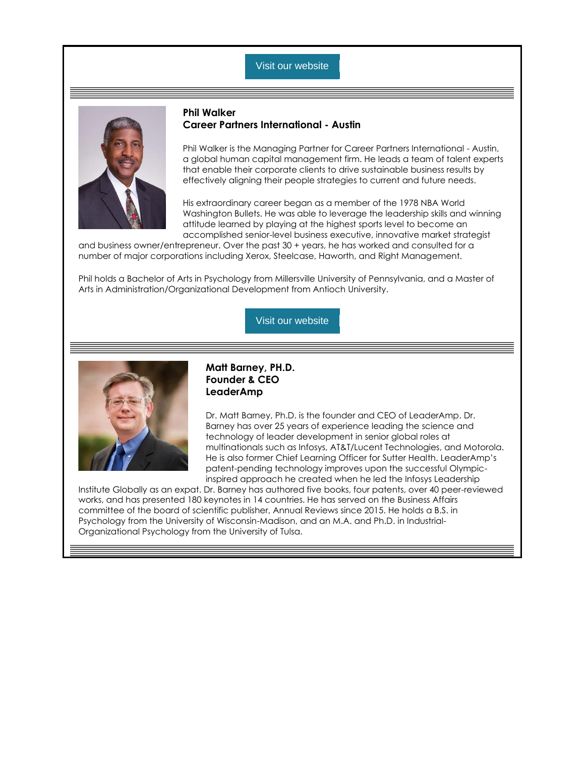Visit our website

**Phil Walker**
**Career Partners International - Austin**

Phil Walker is the Managing Partner for Career Partners International - Austin, a global human capital management firm. He leads a team of talent experts that enable their corporate clients to drive sustainable business results by effectively aligning their people strategies to current and future needs.

His extraordinary career began as a member of the 1978 NBA World Washington Bullets. He was able to leverage the leadership skills and winning attitude learned by playing at the highest sports level to become an accomplished senior-level business executive, innovative market strategist and business owner/entrepreneur. Over the past 30 + years, he has worked and consulted for a number of major corporations including Xerox, Steelcase, Haworth, and Right Management.

Phil holds a Bachelor of Arts in Psychology from Millersville University of Pennsylvania, and a Master of Arts in Administration/Organizational Development from Antioch University.

Visit our website

**Matt Barney, PH.D.**
**Founder & CEO**
**LeaderAmp**

Dr. Matt Barney, Ph.D. is the founder and CEO of LeaderAmp. Dr. Barney has over 25 years of experience leading the science and technology of leader development in senior global roles at multinationals such as Infosys, AT&T/Lucent Technologies, and Motorola. He is also former Chief Learning Officer for Sutter Health. LeaderAmp's patent-pending technology improves upon the successful Olympic-inspired approach he created when he led the Infosys Leadership Institute Globally as an expat. Dr. Barney has authored five books, four patents, over 40 peer-reviewed works, and has presented 180 keynotes in 14 countries. He has served on the Business Affairs committee of the board of scientific publisher, Annual Reviews since 2015. He holds a B.S. in Psychology from the University of Wisconsin-Madison, and an M.A. and Ph.D. in Industrial-Organizational Psychology from the University of Tulsa.